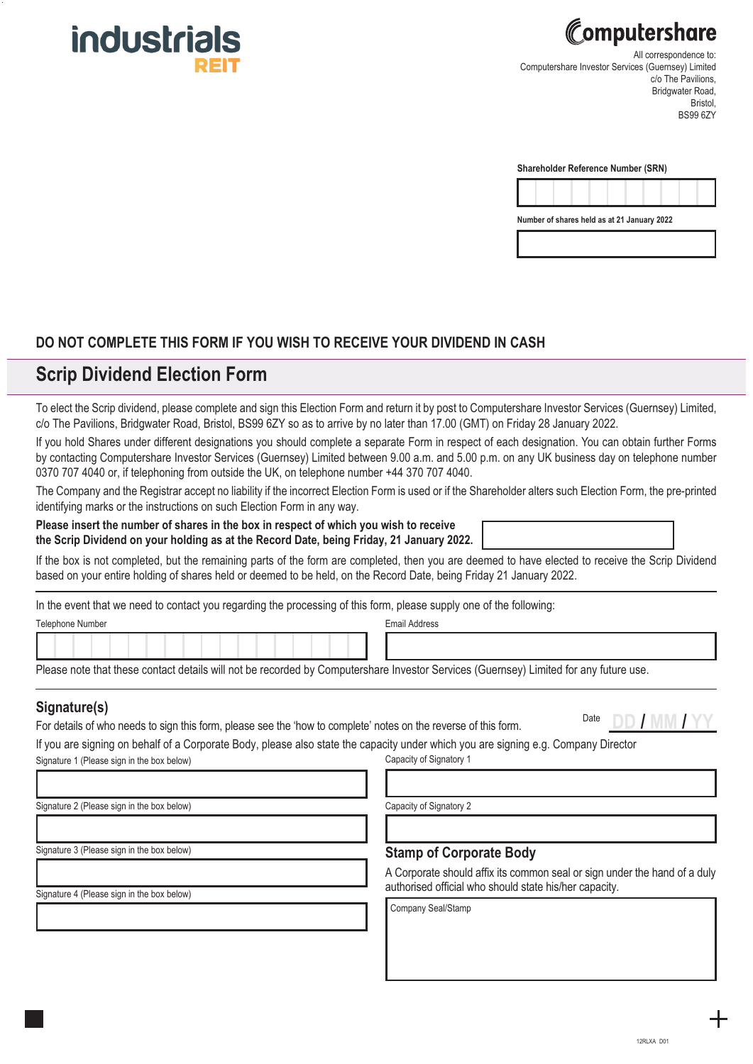industrials REIT

Computershare

All correspondence to:
Computershare Investor Services (Guernsey) Limited
c/o The Pavilions,
Bridgwater Road,
Bristol,
BS99 6ZY

**Shareholder Reference Number (SRN)**

**Number of shares held as at 21 January 2022**

## DO NOT COMPLETE THIS FORM IF YOU WISH TO RECEIVE YOUR DIVIDEND IN CASH

# Scrip Dividend Election Form

To elect the Scrip dividend, please complete and sign this Election Form and return it by post to Computershare Investor Services (Guernsey) Limited, c/o The Pavilions, Bridgwater Road, Bristol, BS99 6ZY so as to arrive by no later than 17.00 (GMT) on Friday 28 January 2022.

If you hold Shares under different designations you should complete a separate Form in respect of each designation. You can obtain further Forms by contacting Computershare Investor Services (Guernsey) Limited between 9.00 a.m. and 5.00 p.m. on any UK business day on telephone number 0370 707 4040 or, if telephoning from outside the UK, on telephone number +44 370 707 4040.

The Company and the Registrar accept no liability if the incorrect Election Form is used or if the Shareholder alters such Election Form, the pre-printed identifying marks or the instructions on such Election Form in any way.

**Please insert the number of shares in the box in respect of which you wish to receive the Scrip Dividend on your holding as at the Record Date, being Friday, 21 January 2022.**

If the box is not completed, but the remaining parts of the form are completed, then you are deemed to have elected to receive the Scrip Dividend based on your entire holding of shares held or deemed to be held, on the Record Date, being Friday 21 January 2022.

In the event that we need to contact you regarding the processing of this form, please supply one of the following:

Telephone Number

Email Address

Please note that these contact details will not be recorded by Computershare Investor Services (Guernsey) Limited for any future use.

## Signature(s)

For details of who needs to sign this form, please see the 'how to complete' notes on the reverse of this form.

Date DD / MM / YY

If you are signing on behalf of a Corporate Body, please also state the capacity under which you are signing e.g. Company Director

Signature 1 (Please sign in the box below)

Capacity of Signatory 1

Signature 2 (Please sign in the box below)

Capacity of Signatory 2

Signature 3 (Please sign in the box below)

Signature 4 (Please sign in the box below)

## Stamp of Corporate Body

A Corporate should affix its common seal or sign under the hand of a duly authorised official who should state his/her capacity.

Company Seal/Stamp

12RLXA D01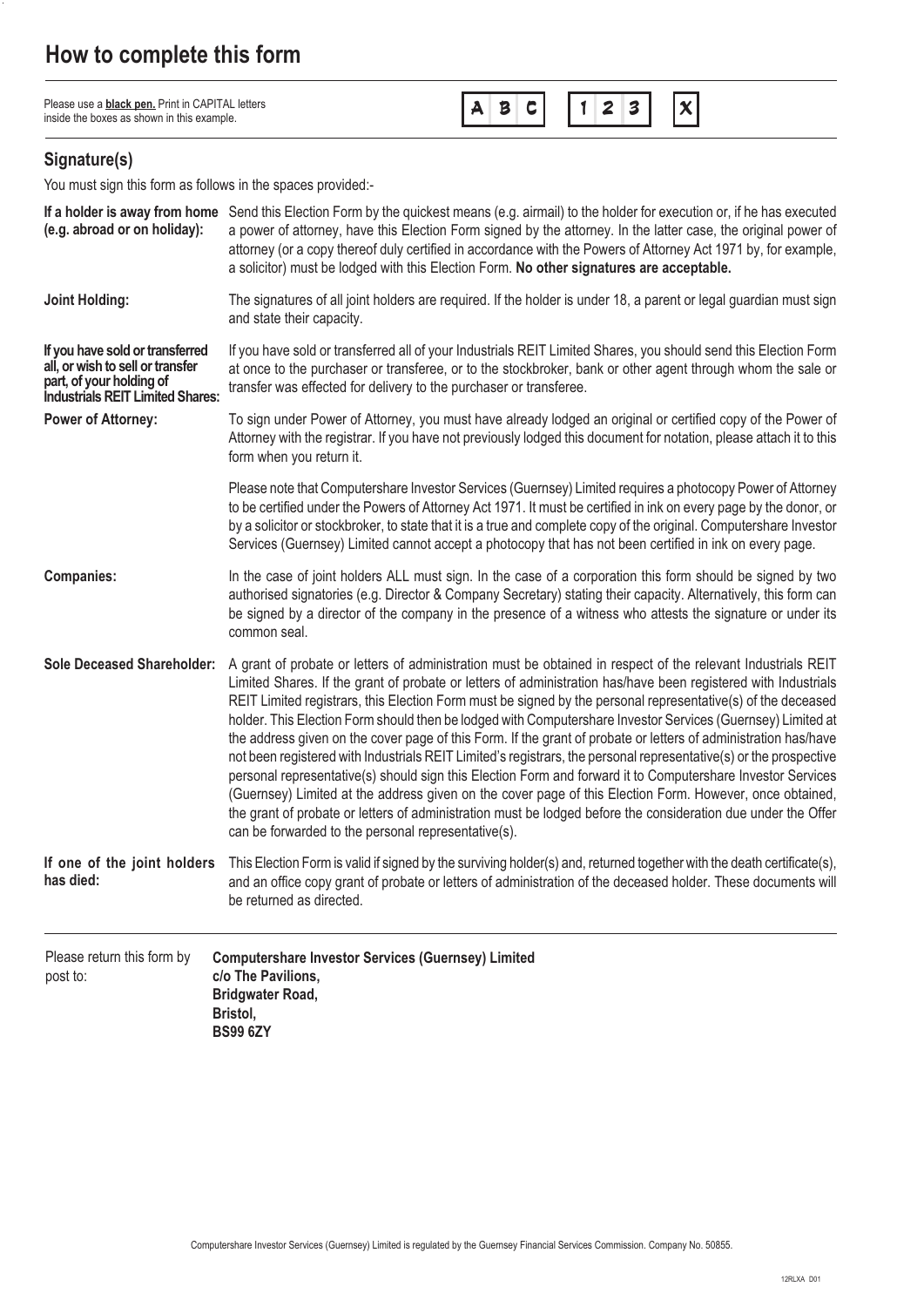# How to complete this form

Please use a **black pen.** Print in CAPITAL letters inside the boxes as shown in this example.

A B C  1 2 3  X

## Signature(s)

You must sign this form as follows in the spaces provided:-

| | |
|---|---|
| **If a holder is away from home (e.g. abroad or on holiday):** | Send this Election Form by the quickest means (e.g. airmail) to the holder for execution or, if he has executed a power of attorney, have this Election Form signed by the attorney. In the latter case, the original power of attorney (or a copy thereof duly certified in accordance with the Powers of Attorney Act 1971 by, for example, a solicitor) must be lodged with this Election Form. **No other signatures are acceptable.** |
| **Joint Holding:** | The signatures of all joint holders are required. If the holder is under 18, a parent or legal guardian must sign and state their capacity. |
| **If you have sold or transferred all, or wish to sell or transfer part, of your holding of Industrials REIT Limited Shares:** | If you have sold or transferred all of your Industrials REIT Limited Shares, you should send this Election Form at once to the purchaser or transferee, or to the stockbroker, bank or other agent through whom the sale or transfer was effected for delivery to the purchaser or transferee. |
| **Power of Attorney:** | To sign under Power of Attorney, you must have already lodged an original or certified copy of the Power of Attorney with the registrar. If you have not previously lodged this document for notation, please attach it to this form when you return it.<br><br>Please note that Computershare Investor Services (Guernsey) Limited requires a photocopy Power of Attorney to be certified under the Powers of Attorney Act 1971. It must be certified in ink on every page by the donor, or by a solicitor or stockbroker, to state that it is a true and complete copy of the original. Computershare Investor Services (Guernsey) Limited cannot accept a photocopy that has not been certified in ink on every page. |
| **Companies:** | In the case of joint holders ALL must sign. In the case of a corporation this form should be signed by two authorised signatories (e.g. Director & Company Secretary) stating their capacity. Alternatively, this form can be signed by a director of the company in the presence of a witness who attests the signature or under its common seal. |
| **Sole Deceased Shareholder:** | A grant of probate or letters of administration must be obtained in respect of the relevant Industrials REIT Limited Shares. If the grant of probate or letters of administration has/have been registered with Industrials REIT Limited registrars, this Election Form must be signed by the personal representative(s) of the deceased holder. This Election Form should then be lodged with Computershare Investor Services (Guernsey) Limited at the address given on the cover page of this Form. If the grant of probate or letters of administration has/have not been registered with Industrials REIT Limited's registrars, the personal representative(s) or the prospective personal representative(s) should sign this Election Form and forward it to Computershare Investor Services (Guernsey) Limited at the address given on the cover page of this Election Form. However, once obtained, the grant of probate or letters of administration must be lodged before the consideration due under the Offer can be forwarded to the personal representative(s). |
| **If one of the joint holders has died:** | This Election Form is valid if signed by the surviving holder(s) and, returned together with the death certificate(s), and an office copy grant of probate or letters of administration of the deceased holder. These documents will be returned as directed. |

Please return this form by post to:

**Computershare Investor Services (Guernsey) Limited**
**c/o The Pavilions,**
**Bridgwater Road,**
**Bristol,**
**BS99 6ZY**

Computershare Investor Services (Guernsey) Limited is regulated by the Guernsey Financial Services Commission. Company No. 50855.

12RLXA D01